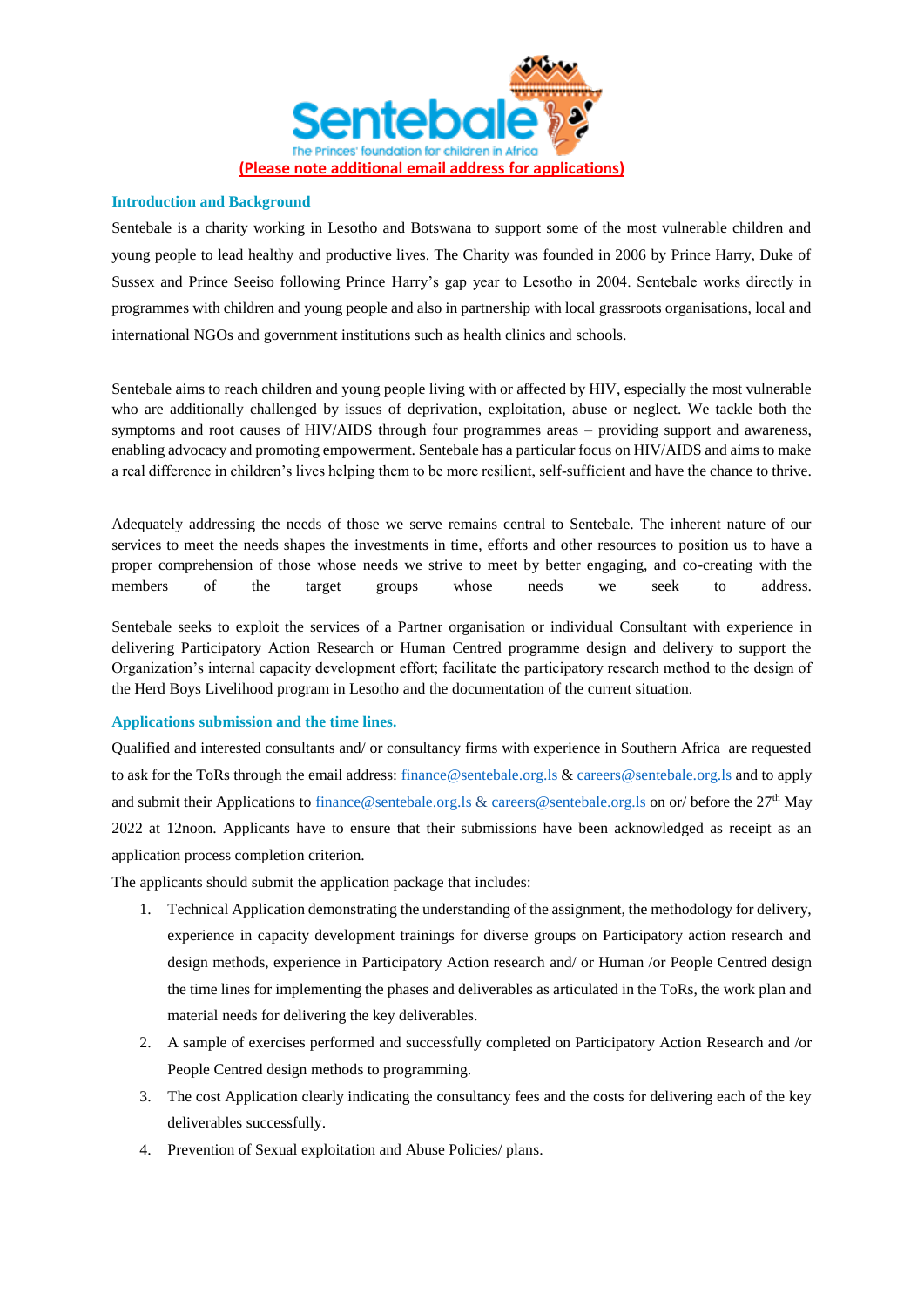Sentebale

The Princes' foundation for children in Africa

**(Please note additional email address for applications)**

## Introduction and Background

Sentebale is a charity working in Lesotho and Botswana to support some of the most vulnerable children and young people to lead healthy and productive lives. The Charity was founded in 2006 by Prince Harry, Duke of Sussex and Prince Seeiso following Prince Harry's gap year to Lesotho in 2004. Sentebale works directly in programmes with children and young people and also in partnership with local grassroots organisations, local and international NGOs and government institutions such as health clinics and schools.

Sentebale aims to reach children and young people living with or affected by HIV, especially the most vulnerable who are additionally challenged by issues of deprivation, exploitation, abuse or neglect. We tackle both the symptoms and root causes of HIV/AIDS through four programmes areas – providing support and awareness, enabling advocacy and promoting empowerment. Sentebale has a particular focus on HIV/AIDS and aims to make a real difference in children's lives helping them to be more resilient, self-sufficient and have the chance to thrive.

Adequately addressing the needs of those we serve remains central to Sentebale. The inherent nature of our services to meet the needs shapes the investments in time, efforts and other resources to position us to have a proper comprehension of those whose needs we strive to meet by better engaging, and co-creating with the members of the target groups whose needs we seek to address.

Sentebale seeks to exploit the services of a Partner organisation or individual Consultant with experience in delivering Participatory Action Research or Human Centred programme design and delivery to support the Organization's internal capacity development effort; facilitate the participatory research method to the design of the Herd Boys Livelihood program in Lesotho and the documentation of the current situation.

## Applications submission and the time lines.

Qualified and interested consultants and/ or consultancy firms with experience in Southern Africa are requested to ask for the ToRs through the email address: finance@sentebale.org.ls & careers@sentebale.org.ls and to apply and submit their Applications to finance@sentebale.org.ls & careers@sentebale.org.ls on or/ before the 27th May 2022 at 12noon. Applicants have to ensure that their submissions have been acknowledged as receipt as an application process completion criterion.

The applicants should submit the application package that includes:

1. Technical Application demonstrating the understanding of the assignment, the methodology for delivery, experience in capacity development trainings for diverse groups on Participatory action research and design methods, experience in Participatory Action research and/ or Human /or People Centred design the time lines for implementing the phases and deliverables as articulated in the ToRs, the work plan and material needs for delivering the key deliverables.
2. A sample of exercises performed and successfully completed on Participatory Action Research and /or People Centred design methods to programming.
3. The cost Application clearly indicating the consultancy fees and the costs for delivering each of the key deliverables successfully.
4. Prevention of Sexual exploitation and Abuse Policies/ plans.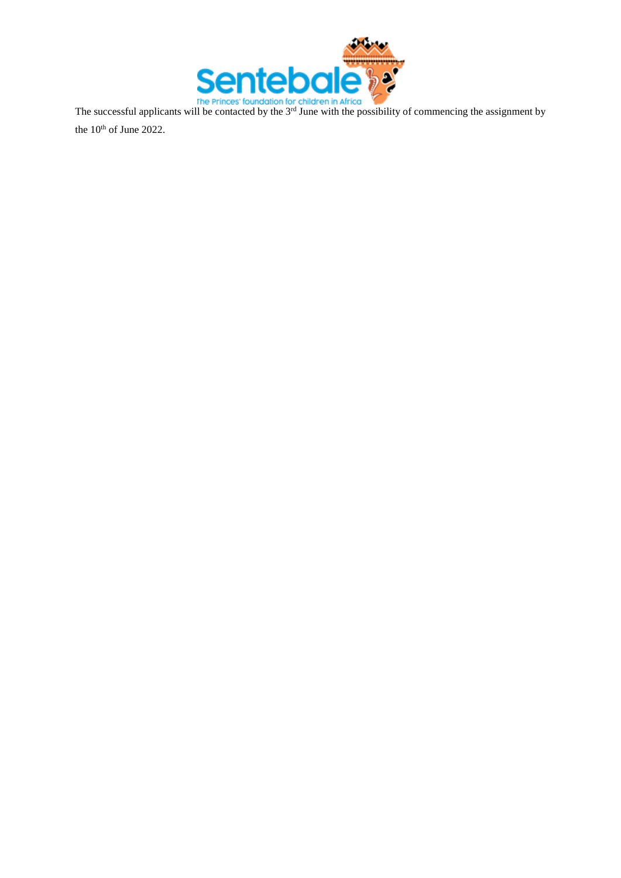The successful applicants will be contacted by the 3rd June with the possibility of commencing the assignment by the 10th of June 2022.